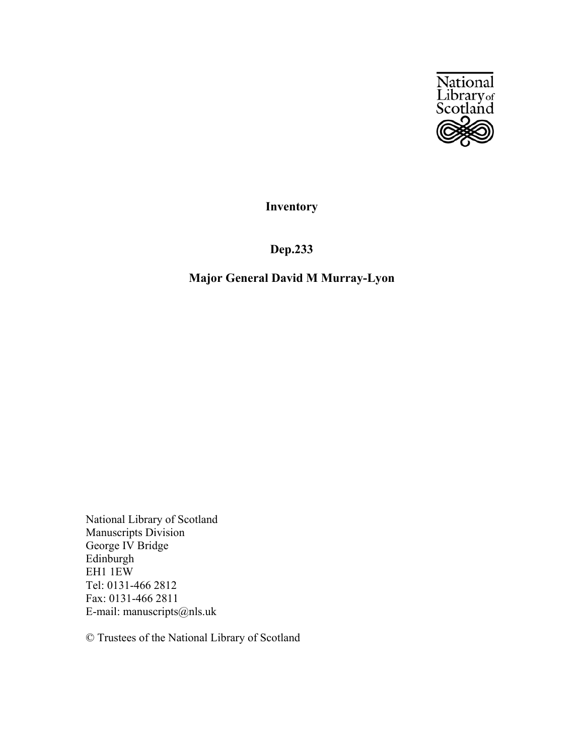# Inventory

## Dep.233

## Major General David M Murray-Lyon

National Library of Scotland
Manuscripts Division
George IV Bridge
Edinburgh
EH1 1EW
Tel: 0131-466 2812
Fax: 0131-466 2811
E-mail: manuscripts@nls.uk

© Trustees of the National Library of Scotland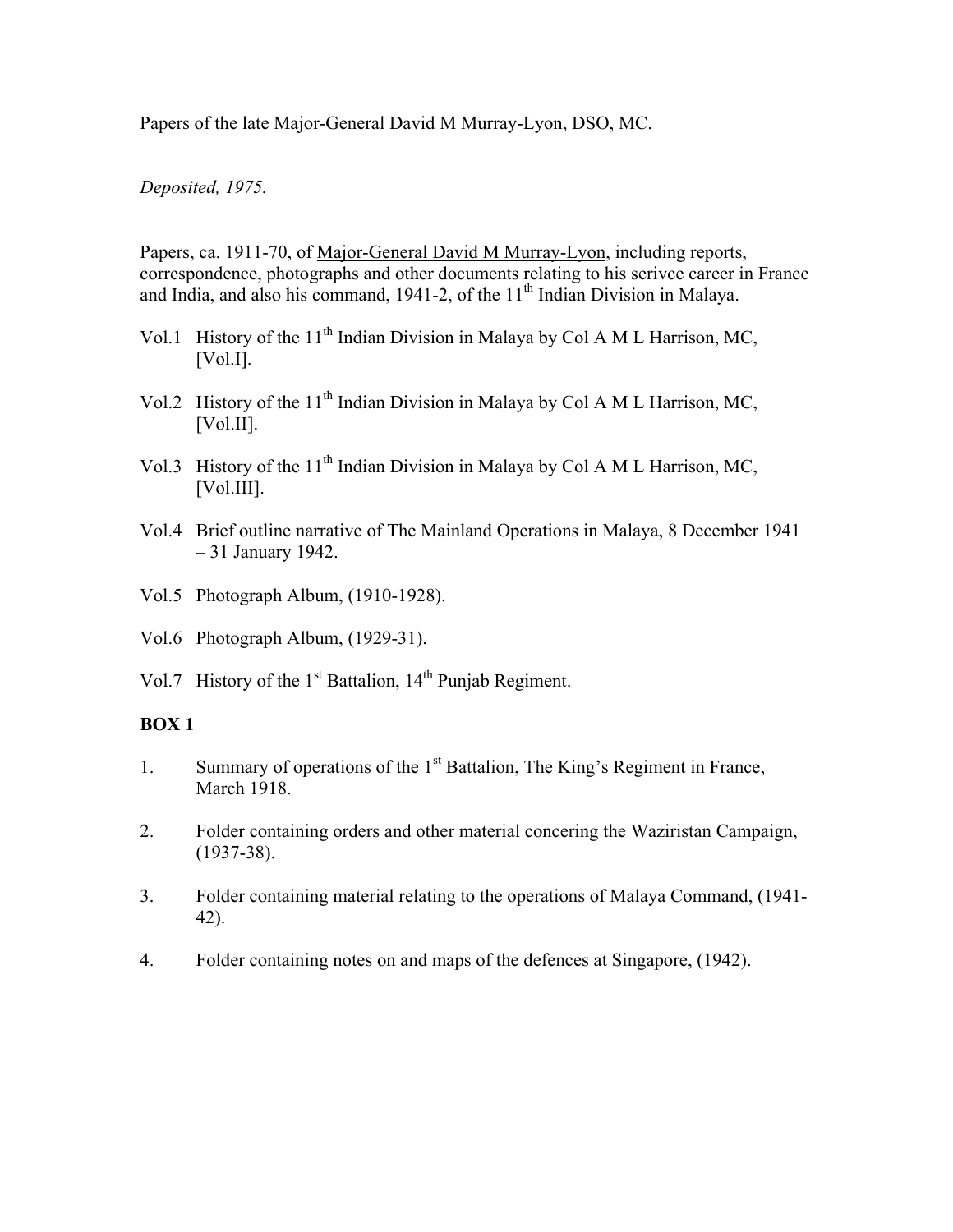Papers of the late Major-General David M Murray-Lyon, DSO, MC.

*Deposited, 1975.*

Papers, ca. 1911-70, of Major-General David M Murray-Lyon, including reports, correspondence, photographs and other documents relating to his serivce career in France and India, and also his command, 1941-2, of the 11th Indian Division in Malaya.

Vol.1 History of the 11th Indian Division in Malaya by Col A M L Harrison, MC, [Vol.I].

Vol.2 History of the 11th Indian Division in Malaya by Col A M L Harrison, MC, [Vol.II].

Vol.3 History of the 11th Indian Division in Malaya by Col A M L Harrison, MC, [Vol.III].

Vol.4 Brief outline narrative of The Mainland Operations in Malaya, 8 December 1941 – 31 January 1942.

Vol.5 Photograph Album, (1910-1928).

Vol.6 Photograph Album, (1929-31).

Vol.7 History of the 1st Battalion, 14th Punjab Regiment.

**BOX 1**

1. Summary of operations of the 1st Battalion, The King's Regiment in France, March 1918.

2. Folder containing orders and other material concering the Waziristan Campaign, (1937-38).

3. Folder containing material relating to the operations of Malaya Command, (1941-42).

4. Folder containing notes on and maps of the defences at Singapore, (1942).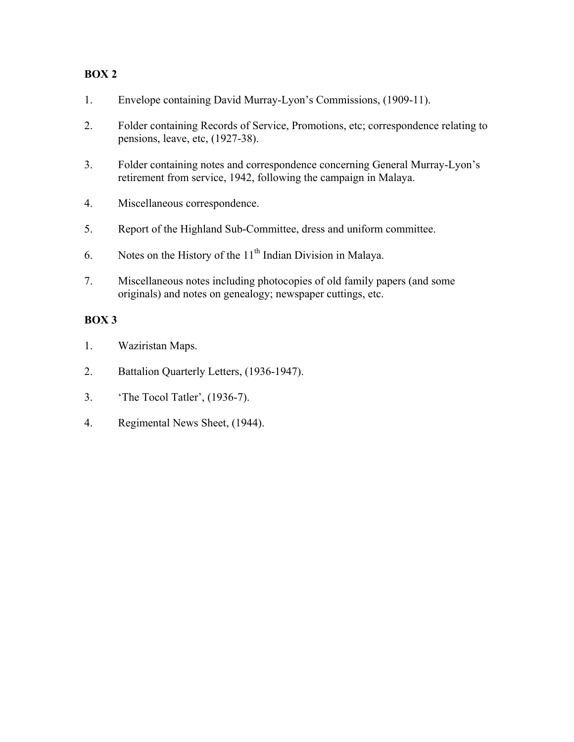**BOX 2**

1. Envelope containing David Murray-Lyon's Commissions, (1909-11).

2. Folder containing Records of Service, Promotions, etc; correspondence relating to pensions, leave, etc, (1927-38).

3. Folder containing notes and correspondence concerning General Murray-Lyon's retirement from service, 1942, following the campaign in Malaya.

4. Miscellaneous correspondence.

5. Report of the Highland Sub-Committee, dress and uniform committee.

6. Notes on the History of the 11th Indian Division in Malaya.

7. Miscellaneous notes including photocopies of old family papers (and some originals) and notes on genealogy; newspaper cuttings, etc.

**BOX 3**

1. Waziristan Maps.

2. Battalion Quarterly Letters, (1936-1947).

3. 'The Tocol Tatler', (1936-7).

4. Regimental News Sheet, (1944).